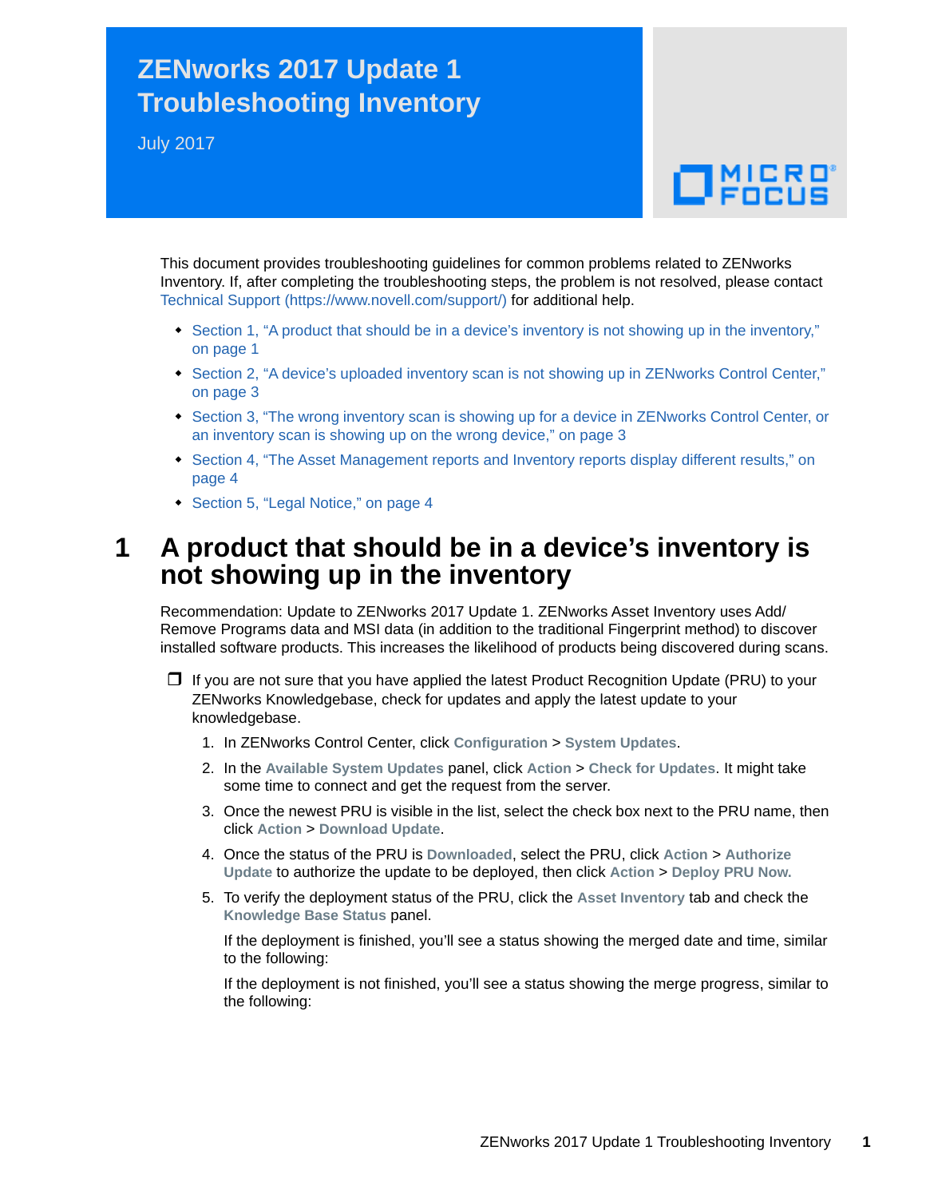# ZENworks 2017 Update 1 Troubleshooting Inventory

July 2017

This document provides troubleshooting guidelines for common problems related to ZENworks Inventory. If, after completing the troubleshooting steps, the problem is not resolved, please contact Technical Support (https://www.novell.com/support/) for additional help.

- Section 1, “A product that should be in a device’s inventory is not showing up in the inventory,” on page 1
- Section 2, “A device’s uploaded inventory scan is not showing up in ZENworks Control Center,” on page 3
- Section 3, “The wrong inventory scan is showing up for a device in ZENworks Control Center, or an inventory scan is showing up on the wrong device,” on page 3
- Section 4, “The Asset Management reports and Inventory reports display different results,” on page 4
- Section 5, “Legal Notice,” on page 4

## 1 A product that should be in a device’s inventory is not showing up in the inventory

Recommendation: Update to ZENworks 2017 Update 1. ZENworks Asset Inventory uses Add/ Remove Programs data and MSI data (in addition to the traditional Fingerprint method) to discover installed software products. This increases the likelihood of products being discovered during scans.

- ❒ If you are not sure that you have applied the latest Product Recognition Update (PRU) to your ZENworks Knowledgebase, check for updates and apply the latest update to your knowledgebase.

  1. In ZENworks Control Center, click **Configuration** > **System Updates**.
  2. In the **Available System Updates** panel, click **Action** > **Check for Updates**. It might take some time to connect and get the request from the server.
  3. Once the newest PRU is visible in the list, select the check box next to the PRU name, then click **Action** > **Download Update**.
  4. Once the status of the PRU is **Downloaded**, select the PRU, click **Action** > **Authorize Update** to authorize the update to be deployed, then click **Action** > **Deploy PRU Now.**
  5. To verify the deployment status of the PRU, click the **Asset Inventory** tab and check the **Knowledge Base Status** panel.

     If the deployment is finished, you’ll see a status showing the merged date and time, similar to the following:

     If the deployment is not finished, you’ll see a status showing the merge progress, similar to the following: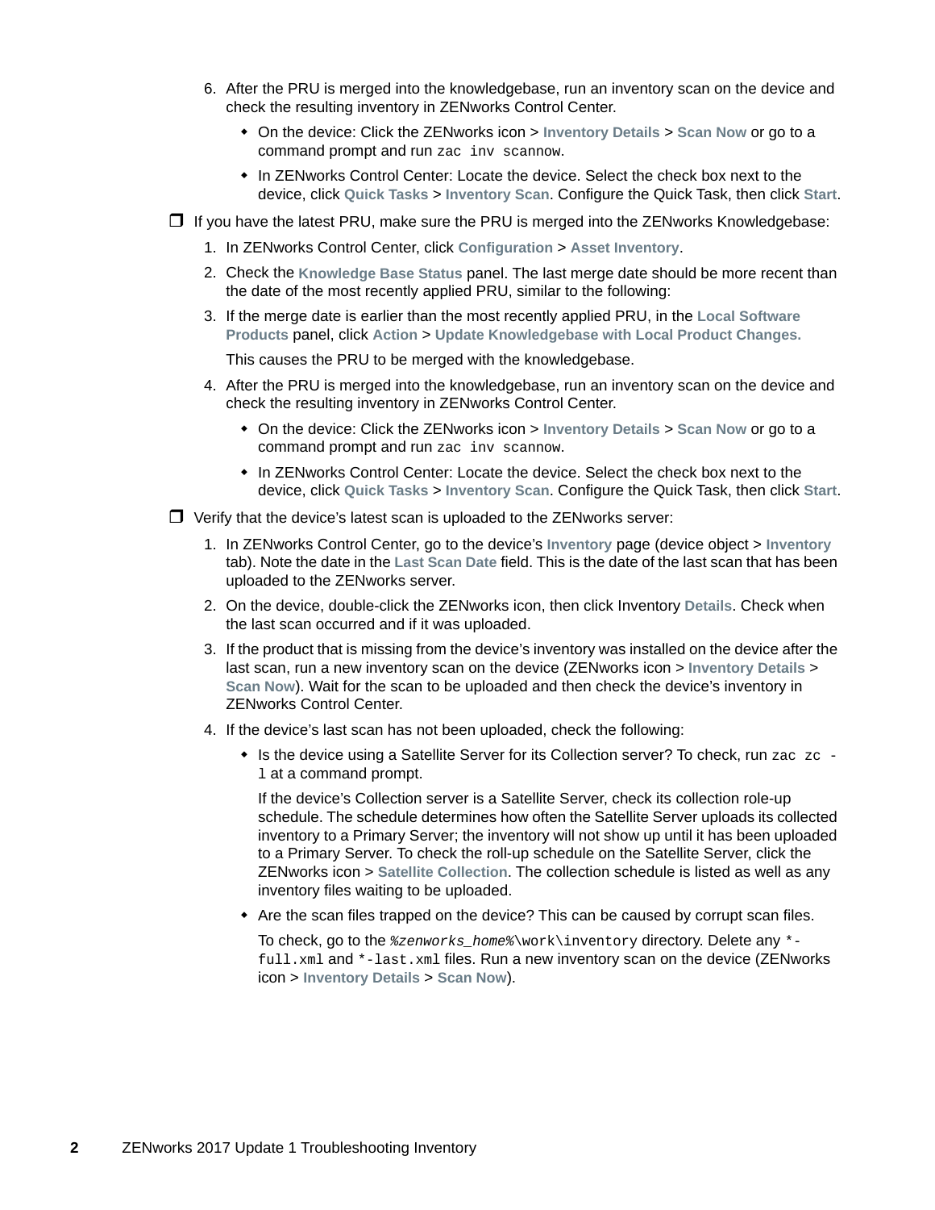6. After the PRU is merged into the knowledgebase, run an inventory scan on the device and check the resulting inventory in ZENworks Control Center.
   - On the device: Click the ZENworks icon > **Inventory Details** > **Scan Now** or go to a command prompt and run `zac inv scannow`.
   - In ZENworks Control Center: Locate the device. Select the check box next to the device, click **Quick Tasks** > **Inventory Scan**. Configure the Quick Task, then click **Start**.

- ❐ If you have the latest PRU, make sure the PRU is merged into the ZENworks Knowledgebase:
  1. In ZENworks Control Center, click **Configuration** > **Asset Inventory**.
  2. Check the **Knowledge Base Status** panel. The last merge date should be more recent than the date of the most recently applied PRU, similar to the following:
  3. If the merge date is earlier than the most recently applied PRU, in the **Local Software Products** panel, click **Action** > **Update Knowledgebase with Local Product Changes.**

     This causes the PRU to be merged with the knowledgebase.
  4. After the PRU is merged into the knowledgebase, run an inventory scan on the device and check the resulting inventory in ZENworks Control Center.
     - On the device: Click the ZENworks icon > **Inventory Details** > **Scan Now** or go to a command prompt and run `zac inv scannow`.
     - In ZENworks Control Center: Locate the device. Select the check box next to the device, click **Quick Tasks** > **Inventory Scan**. Configure the Quick Task, then click **Start**.

- ❐ Verify that the device's latest scan is uploaded to the ZENworks server:
  1. In ZENworks Control Center, go to the device's **Inventory** page (device object > **Inventory** tab). Note the date in the **Last Scan Date** field. This is the date of the last scan that has been uploaded to the ZENworks server.
  2. On the device, double-click the ZENworks icon, then click Inventory **Details**. Check when the last scan occurred and if it was uploaded.
  3. If the product that is missing from the device's inventory was installed on the device after the last scan, run a new inventory scan on the device (ZENworks icon > **Inventory Details** > **Scan Now**). Wait for the scan to be uploaded and then check the device's inventory in ZENworks Control Center.
  4. If the device's last scan has not been uploaded, check the following:
     - Is the device using a Satellite Server for its Collection server? To check, run `zac zc -l` at a command prompt.

       If the device's Collection server is a Satellite Server, check its collection role-up schedule. The schedule determines how often the Satellite Server uploads its collected inventory to a Primary Server; the inventory will not show up until it has been uploaded to a Primary Server. To check the roll-up schedule on the Satellite Server, click the ZENworks icon > **Satellite Collection**. The collection schedule is listed as well as any inventory files waiting to be uploaded.
     - Are the scan files trapped on the device? This can be caused by corrupt scan files.

       To check, go to the `%zenworks_home%\work\inventory` directory. Delete any `*-full.xml` and `*-last.xml` files. Run a new inventory scan on the device (ZENworks icon > **Inventory Details** > **Scan Now**).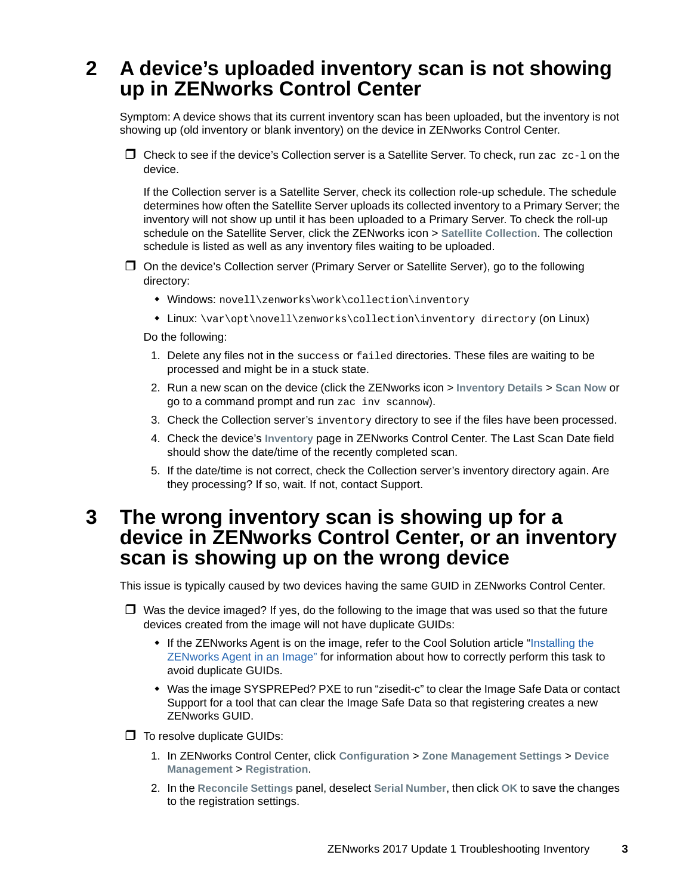## 2 A device's uploaded inventory scan is not showing up in ZENworks Control Center

Symptom: A device shows that its current inventory scan has been uploaded, but the inventory is not showing up (old inventory or blank inventory) on the device in ZENworks Control Center.

- ❒ Check to see if the device's Collection server is a Satellite Server. To check, run `zac zc-l` on the device.

  If the Collection server is a Satellite Server, check its collection role-up schedule. The schedule determines how often the Satellite Server uploads its collected inventory to a Primary Server; the inventory will not show up until it has been uploaded to a Primary Server. To check the roll-up schedule on the Satellite Server, click the ZENworks icon > **Satellite Collection**. The collection schedule is listed as well as any inventory files waiting to be uploaded.

- ❒ On the device's Collection server (Primary Server or Satellite Server), go to the following directory:

  - Windows: `novell\zenworks\work\collection\inventory`
  - Linux: `\var\opt\novell\zenworks\collection\inventory directory` (on Linux)

  Do the following:

  1. Delete any files not in the `success` or `failed` directories. These files are waiting to be processed and might be in a stuck state.
  2. Run a new scan on the device (click the ZENworks icon > **Inventory Details** > **Scan Now** or go to a command prompt and run `zac inv scannow`).
  3. Check the Collection server's `inventory` directory to see if the files have been processed.
  4. Check the device's **Inventory** page in ZENworks Control Center. The Last Scan Date field should show the date/time of the recently completed scan.
  5. If the date/time is not correct, check the Collection server's inventory directory again. Are they processing? If so, wait. If not, contact Support.

## 3 The wrong inventory scan is showing up for a device in ZENworks Control Center, or an inventory scan is showing up on the wrong device

This issue is typically caused by two devices having the same GUID in ZENworks Control Center.

- ❒ Was the device imaged? If yes, do the following to the image that was used so that the future devices created from the image will not have duplicate GUIDs:

  - If the ZENworks Agent is on the image, refer to the Cool Solution article "Installing the ZENworks Agent in an Image" for information about how to correctly perform this task to avoid duplicate GUIDs.
  - Was the image SYSPREPed? PXE to run "zisedit-c" to clear the Image Safe Data or contact Support for a tool that can clear the Image Safe Data so that registering creates a new ZENworks GUID.

- ❒ To resolve duplicate GUIDs:

  1. In ZENworks Control Center, click **Configuration** > **Zone Management Settings** > **Device Management** > **Registration**.
  2. In the **Reconcile Settings** panel, deselect **Serial Number**, then click **OK** to save the changes to the registration settings.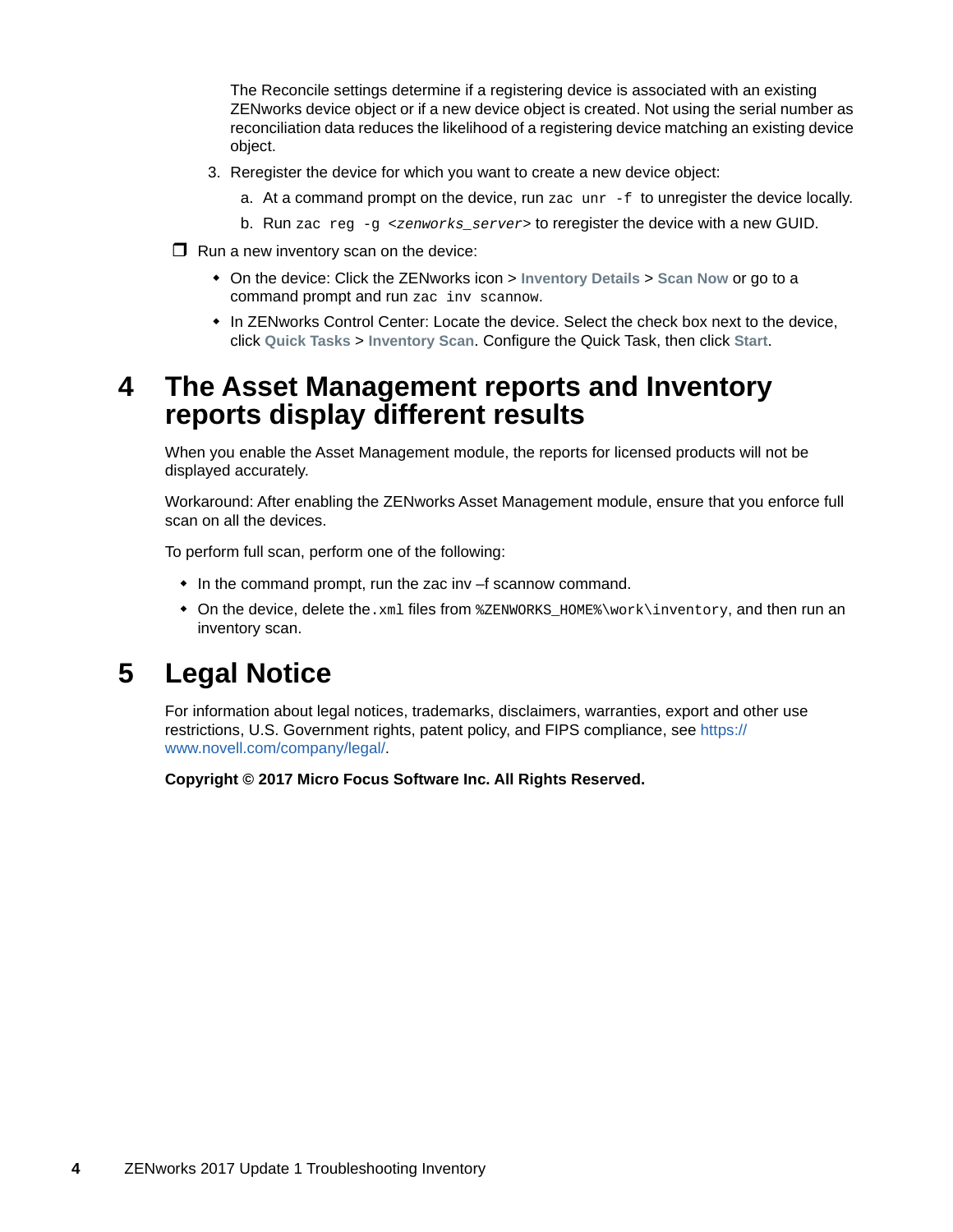The Reconcile settings determine if a registering device is associated with an existing ZENworks device object or if a new device object is created. Not using the serial number as reconciliation data reduces the likelihood of a registering device matching an existing device object.

3. Reregister the device for which you want to create a new device object:
   a. At a command prompt on the device, run `zac unr -f` to unregister the device locally.
   b. Run `zac reg -g <zenworks_server>` to reregister the device with a new GUID.

- ❒ Run a new inventory scan on the device:
  - On the device: Click the ZENworks icon > **Inventory Details** > **Scan Now** or go to a command prompt and run `zac inv scannow`.
  - In ZENworks Control Center: Locate the device. Select the check box next to the device, click **Quick Tasks** > **Inventory Scan**. Configure the Quick Task, then click **Start**.

# 4 The Asset Management reports and Inventory reports display different results

When you enable the Asset Management module, the reports for licensed products will not be displayed accurately.

Workaround: After enabling the ZENworks Asset Management module, ensure that you enforce full scan on all the devices.

To perform full scan, perform one of the following:

- In the command prompt, run the zac inv –f scannow command.
- On the device, delete the `.xml` files from `%ZENWORKS_HOME%\work\inventory`, and then run an inventory scan.

# 5 Legal Notice

For information about legal notices, trademarks, disclaimers, warranties, export and other use restrictions, U.S. Government rights, patent policy, and FIPS compliance, see https://www.novell.com/company/legal/.

**Copyright © 2017 Micro Focus Software Inc. All Rights Reserved.**